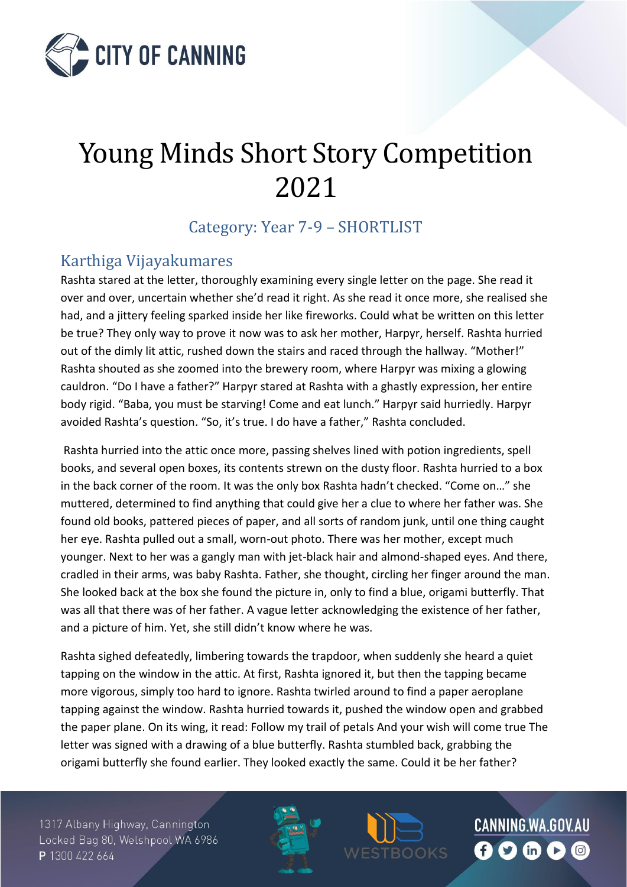# Young Minds Short Story Competition 2021

## Category: Year 7-9 – SHORTLIST

### Karthiga Vijayakumares

Rashta stared at the letter, thoroughly examining every single letter on the page. She read it over and over, uncertain whether she'd read it right. As she read it once more, she realised she had, and a jittery feeling sparked inside her like fireworks. Could what be written on this letter be true? They only way to prove it now was to ask her mother, Harpyr, herself. Rashta hurried out of the dimly lit attic, rushed down the stairs and raced through the hallway. "Mother!" Rashta shouted as she zoomed into the brewery room, where Harpyr was mixing a glowing cauldron. "Do I have a father?" Harpyr stared at Rashta with a ghastly expression, her entire body rigid. "Baba, you must be starving! Come and eat lunch." Harpyr said hurriedly. Harpyr avoided Rashta's question. "So, it's true. I do have a father," Rashta concluded.

Rashta hurried into the attic once more, passing shelves lined with potion ingredients, spell books, and several open boxes, its contents strewn on the dusty floor. Rashta hurried to a box in the back corner of the room. It was the only box Rashta hadn't checked. "Come on…" she muttered, determined to find anything that could give her a clue to where her father was. She found old books, pattered pieces of paper, and all sorts of random junk, until one thing caught her eye. Rashta pulled out a small, worn-out photo. There was her mother, except much younger. Next to her was a gangly man with jet-black hair and almond-shaped eyes. And there, cradled in their arms, was baby Rashta. Father, she thought, circling her finger around the man. She looked back at the box she found the picture in, only to find a blue, origami butterfly. That was all that there was of her father. A vague letter acknowledging the existence of her father, and a picture of him. Yet, she still didn't know where he was.

Rashta sighed defeatedly, limbering towards the trapdoor, when suddenly she heard a quiet tapping on the window in the attic. At first, Rashta ignored it, but then the tapping became more vigorous, simply too hard to ignore. Rashta twirled around to find a paper aeroplane tapping against the window. Rashta hurried towards it, pushed the window open and grabbed the paper plane. On its wing, it read: Follow my trail of petals And your wish will come true The letter was signed with a drawing of a blue butterfly. Rashta stumbled back, grabbing the origami butterfly she found earlier. They looked exactly the same. Could it be her father?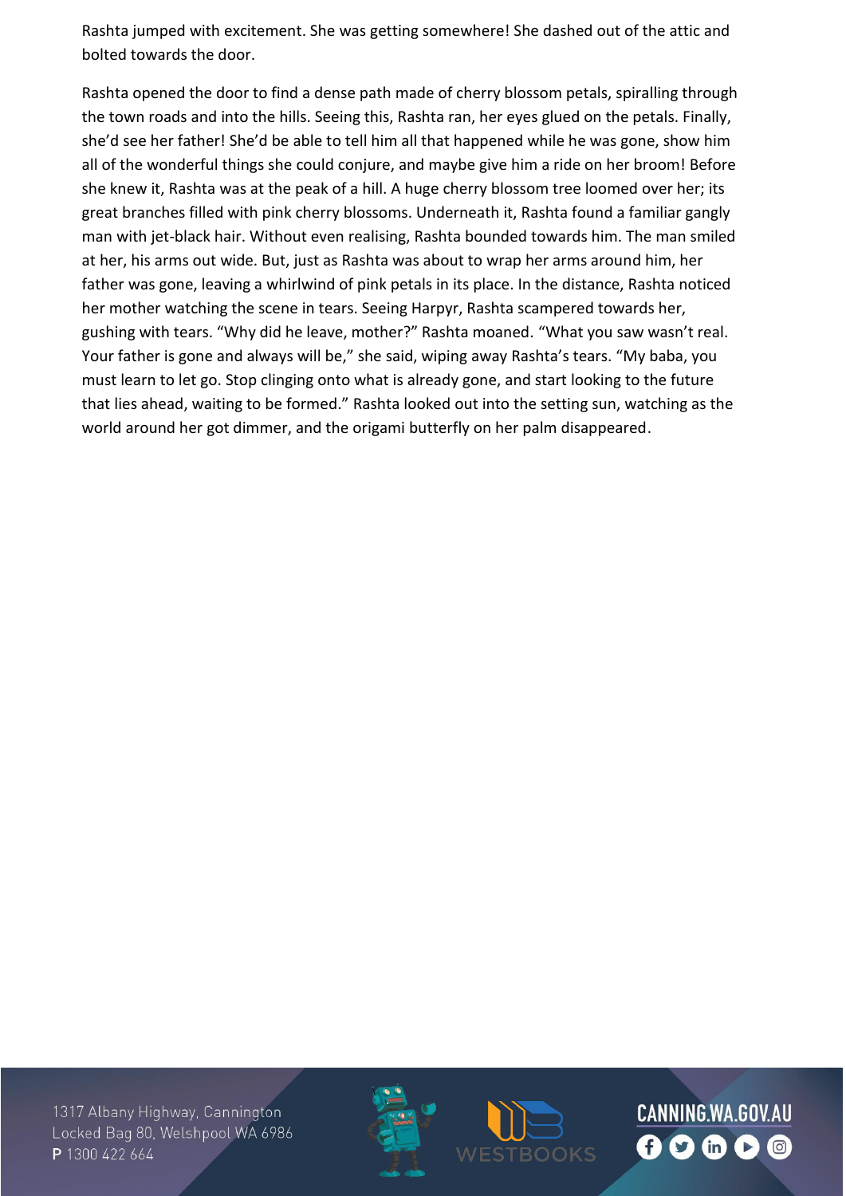Rashta jumped with excitement. She was getting somewhere! She dashed out of the attic and bolted towards the door.

Rashta opened the door to find a dense path made of cherry blossom petals, spiralling through the town roads and into the hills. Seeing this, Rashta ran, her eyes glued on the petals. Finally, she'd see her father! She'd be able to tell him all that happened while he was gone, show him all of the wonderful things she could conjure, and maybe give him a ride on her broom! Before she knew it, Rashta was at the peak of a hill. A huge cherry blossom tree loomed over her; its great branches filled with pink cherry blossoms. Underneath it, Rashta found a familiar gangly man with jet-black hair. Without even realising, Rashta bounded towards him. The man smiled at her, his arms out wide. But, just as Rashta was about to wrap her arms around him, her father was gone, leaving a whirlwind of pink petals in its place. In the distance, Rashta noticed her mother watching the scene in tears. Seeing Harpyr, Rashta scampered towards her, gushing with tears. "Why did he leave, mother?" Rashta moaned. "What you saw wasn't real. Your father is gone and always will be," she said, wiping away Rashta's tears. "My baba, you must learn to let go. Stop clinging onto what is already gone, and start looking to the future that lies ahead, waiting to be formed." Rashta looked out into the setting sun, watching as the world around her got dimmer, and the origami butterfly on her palm disappeared.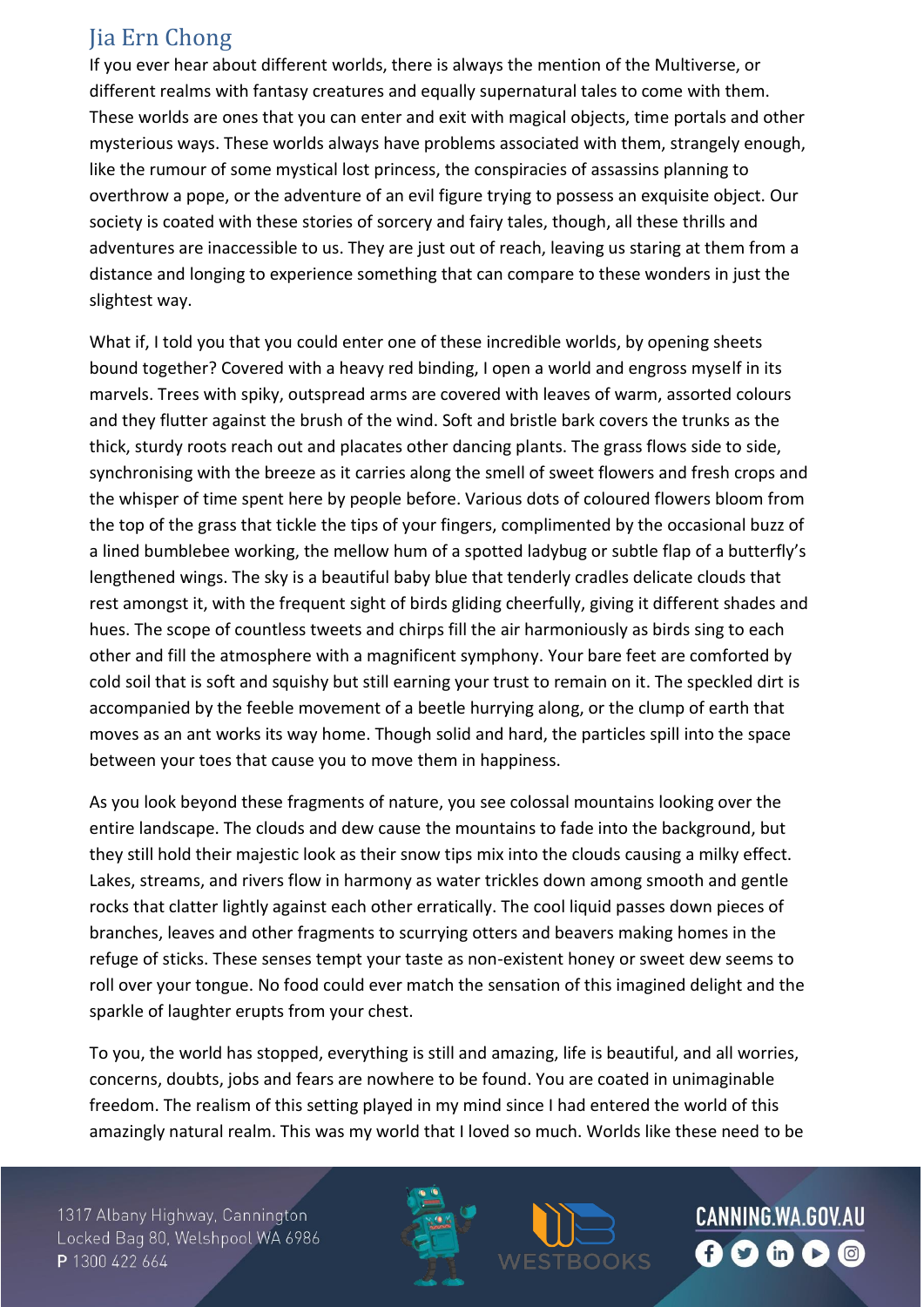## Jia Ern Chong

If you ever hear about different worlds, there is always the mention of the Multiverse, or different realms with fantasy creatures and equally supernatural tales to come with them. These worlds are ones that you can enter and exit with magical objects, time portals and other mysterious ways. These worlds always have problems associated with them, strangely enough, like the rumour of some mystical lost princess, the conspiracies of assassins planning to overthrow a pope, or the adventure of an evil figure trying to possess an exquisite object. Our society is coated with these stories of sorcery and fairy tales, though, all these thrills and adventures are inaccessible to us. They are just out of reach, leaving us staring at them from a distance and longing to experience something that can compare to these wonders in just the slightest way.

What if, I told you that you could enter one of these incredible worlds, by opening sheets bound together? Covered with a heavy red binding, I open a world and engross myself in its marvels. Trees with spiky, outspread arms are covered with leaves of warm, assorted colours and they flutter against the brush of the wind. Soft and bristle bark covers the trunks as the thick, sturdy roots reach out and placates other dancing plants. The grass flows side to side, synchronising with the breeze as it carries along the smell of sweet flowers and fresh crops and the whisper of time spent here by people before. Various dots of coloured flowers bloom from the top of the grass that tickle the tips of your fingers, complimented by the occasional buzz of a lined bumblebee working, the mellow hum of a spotted ladybug or subtle flap of a butterfly's lengthened wings. The sky is a beautiful baby blue that tenderly cradles delicate clouds that rest amongst it, with the frequent sight of birds gliding cheerfully, giving it different shades and hues. The scope of countless tweets and chirps fill the air harmoniously as birds sing to each other and fill the atmosphere with a magnificent symphony. Your bare feet are comforted by cold soil that is soft and squishy but still earning your trust to remain on it. The speckled dirt is accompanied by the feeble movement of a beetle hurrying along, or the clump of earth that moves as an ant works its way home. Though solid and hard, the particles spill into the space between your toes that cause you to move them in happiness.

As you look beyond these fragments of nature, you see colossal mountains looking over the entire landscape. The clouds and dew cause the mountains to fade into the background, but they still hold their majestic look as their snow tips mix into the clouds causing a milky effect. Lakes, streams, and rivers flow in harmony as water trickles down among smooth and gentle rocks that clatter lightly against each other erratically. The cool liquid passes down pieces of branches, leaves and other fragments to scurrying otters and beavers making homes in the refuge of sticks. These senses tempt your taste as non-existent honey or sweet dew seems to roll over your tongue. No food could ever match the sensation of this imagined delight and the sparkle of laughter erupts from your chest.

To you, the world has stopped, everything is still and amazing, life is beautiful, and all worries, concerns, doubts, jobs and fears are nowhere to be found. You are coated in unimaginable freedom. The realism of this setting played in my mind since I had entered the world of this amazingly natural realm. This was my world that I loved so much. Worlds like these need to be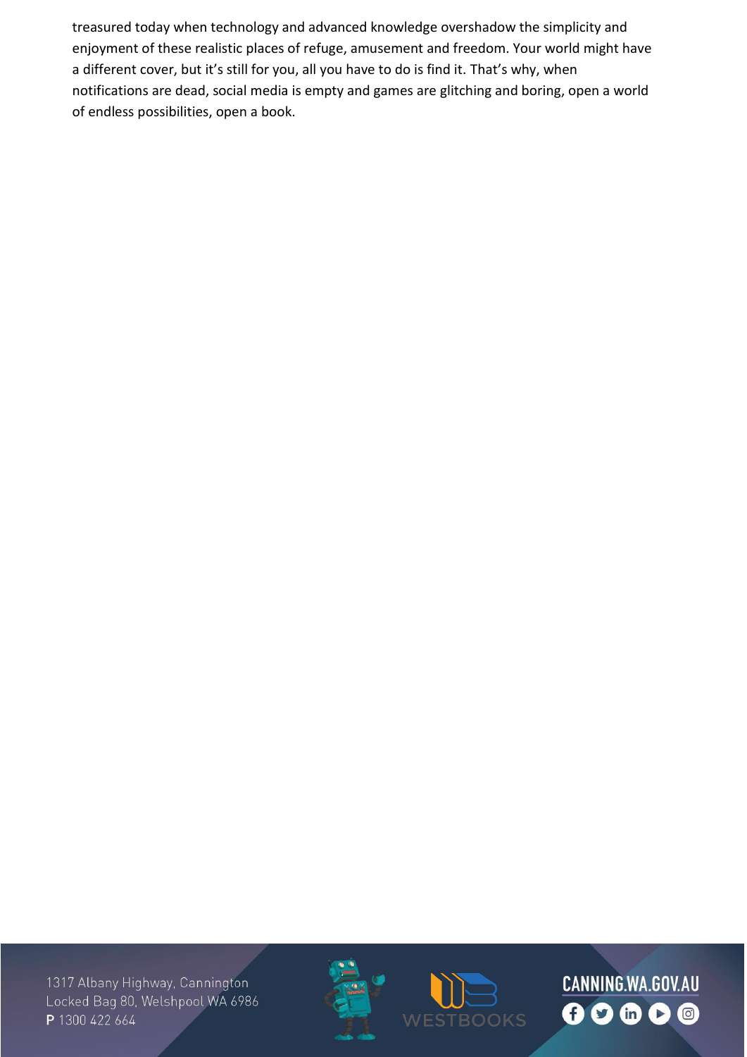treasured today when technology and advanced knowledge overshadow the simplicity and enjoyment of these realistic places of refuge, amusement and freedom. Your world might have a different cover, but it's still for you, all you have to do is find it. That's why, when notifications are dead, social media is empty and games are glitching and boring, open a world of endless possibilities, open a book.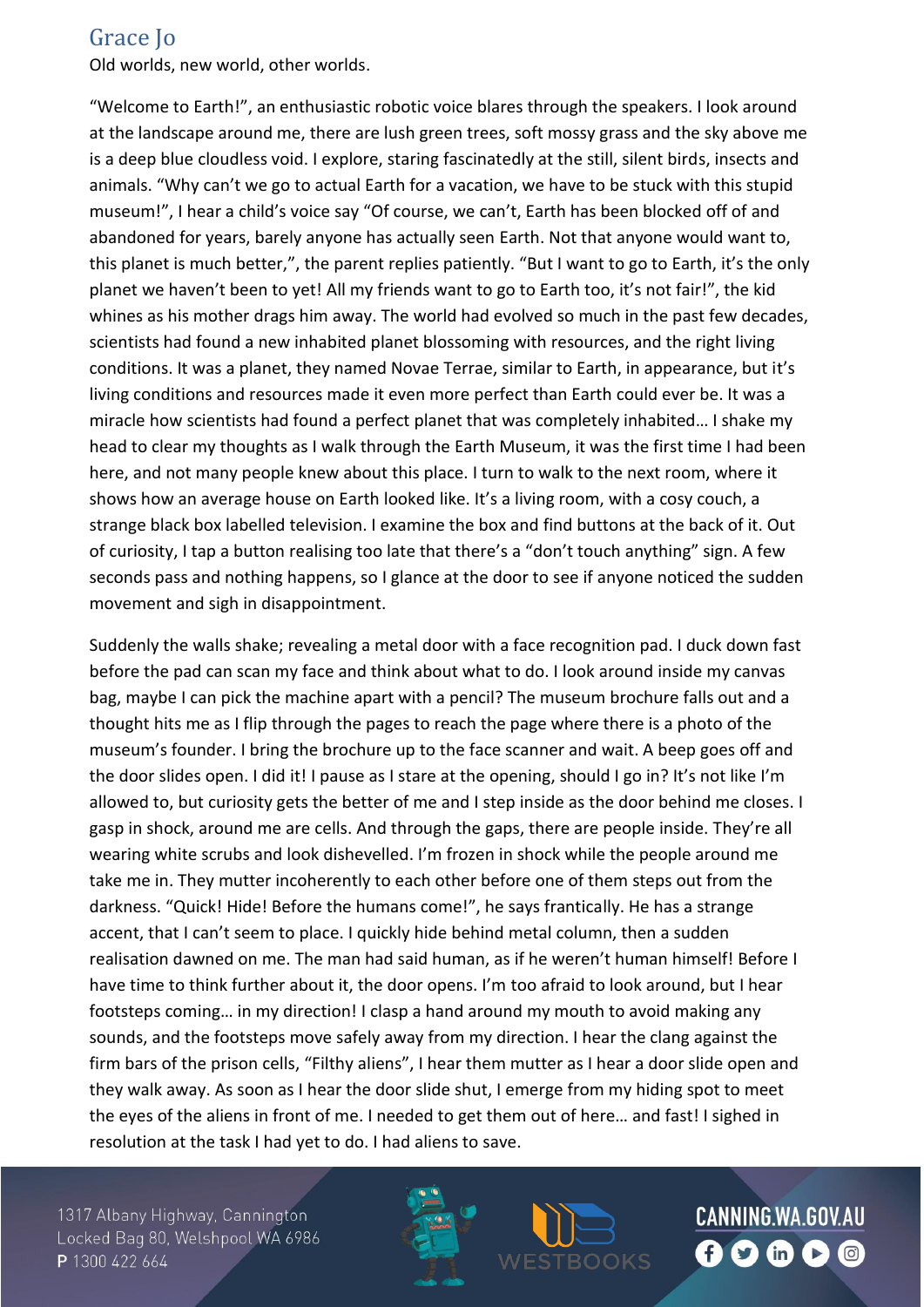## Grace Jo

Old worlds, new world, other worlds.

“Welcome to Earth!”, an enthusiastic robotic voice blares through the speakers. I look around at the landscape around me, there are lush green trees, soft mossy grass and the sky above me is a deep blue cloudless void. I explore, staring fascinatedly at the still, silent birds, insects and animals. “Why can’t we go to actual Earth for a vacation, we have to be stuck with this stupid museum!”, I hear a child’s voice say “Of course, we can’t, Earth has been blocked off of and abandoned for years, barely anyone has actually seen Earth. Not that anyone would want to, this planet is much better,”, the parent replies patiently. “But I want to go to Earth, it’s the only planet we haven’t been to yet! All my friends want to go to Earth too, it’s not fair!”, the kid whines as his mother drags him away. The world had evolved so much in the past few decades, scientists had found a new inhabited planet blossoming with resources, and the right living conditions. It was a planet, they named Novae Terrae, similar to Earth, in appearance, but it’s living conditions and resources made it even more perfect than Earth could ever be. It was a miracle how scientists had found a perfect planet that was completely inhabited… I shake my head to clear my thoughts as I walk through the Earth Museum, it was the first time I had been here, and not many people knew about this place. I turn to walk to the next room, where it shows how an average house on Earth looked like. It’s a living room, with a cosy couch, a strange black box labelled television. I examine the box and find buttons at the back of it. Out of curiosity, I tap a button realising too late that there’s a “don’t touch anything” sign. A few seconds pass and nothing happens, so I glance at the door to see if anyone noticed the sudden movement and sigh in disappointment.

Suddenly the walls shake; revealing a metal door with a face recognition pad. I duck down fast before the pad can scan my face and think about what to do. I look around inside my canvas bag, maybe I can pick the machine apart with a pencil? The museum brochure falls out and a thought hits me as I flip through the pages to reach the page where there is a photo of the museum’s founder. I bring the brochure up to the face scanner and wait. A beep goes off and the door slides open. I did it! I pause as I stare at the opening, should I go in? It’s not like I’m allowed to, but curiosity gets the better of me and I step inside as the door behind me closes. I gasp in shock, around me are cells. And through the gaps, there are people inside. They’re all wearing white scrubs and look dishevelled. I’m frozen in shock while the people around me take me in. They mutter incoherently to each other before one of them steps out from the darkness. “Quick! Hide! Before the humans come!”, he says frantically. He has a strange accent, that I can’t seem to place. I quickly hide behind metal column, then a sudden realisation dawned on me. The man had said human, as if he weren’t human himself! Before I have time to think further about it, the door opens. I’m too afraid to look around, but I hear footsteps coming… in my direction! I clasp a hand around my mouth to avoid making any sounds, and the footsteps move safely away from my direction. I hear the clang against the firm bars of the prison cells, “Filthy aliens”, I hear them mutter as I hear a door slide open and they walk away. As soon as I hear the door slide shut, I emerge from my hiding spot to meet the eyes of the aliens in front of me. I needed to get them out of here… and fast! I sighed in resolution at the task I had yet to do. I had aliens to save.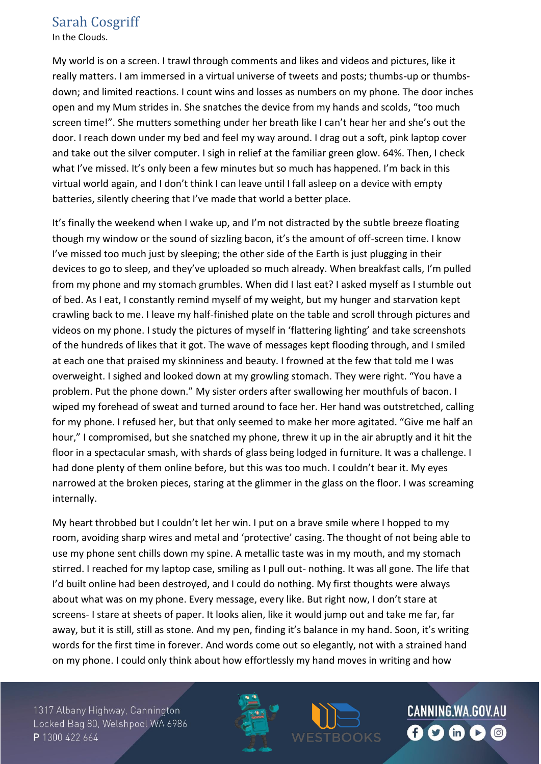## Sarah Cosgriff

In the Clouds.

My world is on a screen. I trawl through comments and likes and videos and pictures, like it really matters. I am immersed in a virtual universe of tweets and posts; thumbs-up or thumbs-down; and limited reactions. I count wins and losses as numbers on my phone. The door inches open and my Mum strides in. She snatches the device from my hands and scolds, "too much screen time!". She mutters something under her breath like I can't hear her and she's out the door. I reach down under my bed and feel my way around. I drag out a soft, pink laptop cover and take out the silver computer. I sigh in relief at the familiar green glow. 64%. Then, I check what I've missed. It's only been a few minutes but so much has happened. I'm back in this virtual world again, and I don't think I can leave until I fall asleep on a device with empty batteries, silently cheering that I've made that world a better place.

It's finally the weekend when I wake up, and I'm not distracted by the subtle breeze floating though my window or the sound of sizzling bacon, it's the amount of off-screen time. I know I've missed too much just by sleeping; the other side of the Earth is just plugging in their devices to go to sleep, and they've uploaded so much already. When breakfast calls, I'm pulled from my phone and my stomach grumbles. When did I last eat? I asked myself as I stumble out of bed. As I eat, I constantly remind myself of my weight, but my hunger and starvation kept crawling back to me. I leave my half-finished plate on the table and scroll through pictures and videos on my phone. I study the pictures of myself in 'flattering lighting' and take screenshots of the hundreds of likes that it got. The wave of messages kept flooding through, and I smiled at each one that praised my skinniness and beauty. I frowned at the few that told me I was overweight. I sighed and looked down at my growling stomach. They were right. "You have a problem. Put the phone down." My sister orders after swallowing her mouthfuls of bacon. I wiped my forehead of sweat and turned around to face her. Her hand was outstretched, calling for my phone. I refused her, but that only seemed to make her more agitated. "Give me half an hour," I compromised, but she snatched my phone, threw it up in the air abruptly and it hit the floor in a spectacular smash, with shards of glass being lodged in furniture. It was a challenge. I had done plenty of them online before, but this was too much. I couldn't bear it. My eyes narrowed at the broken pieces, staring at the glimmer in the glass on the floor. I was screaming internally.

My heart throbbed but I couldn't let her win. I put on a brave smile where I hopped to my room, avoiding sharp wires and metal and 'protective' casing. The thought of not being able to use my phone sent chills down my spine. A metallic taste was in my mouth, and my stomach stirred. I reached for my laptop case, smiling as I pull out- nothing. It was all gone. The life that I'd built online had been destroyed, and I could do nothing. My first thoughts were always about what was on my phone. Every message, every like. But right now, I don't stare at screens- I stare at sheets of paper. It looks alien, like it would jump out and take me far, far away, but it is still, still as stone. And my pen, finding it's balance in my hand. Soon, it's writing words for the first time in forever. And words come out so elegantly, not with a strained hand on my phone. I could only think about how effortlessly my hand moves in writing and how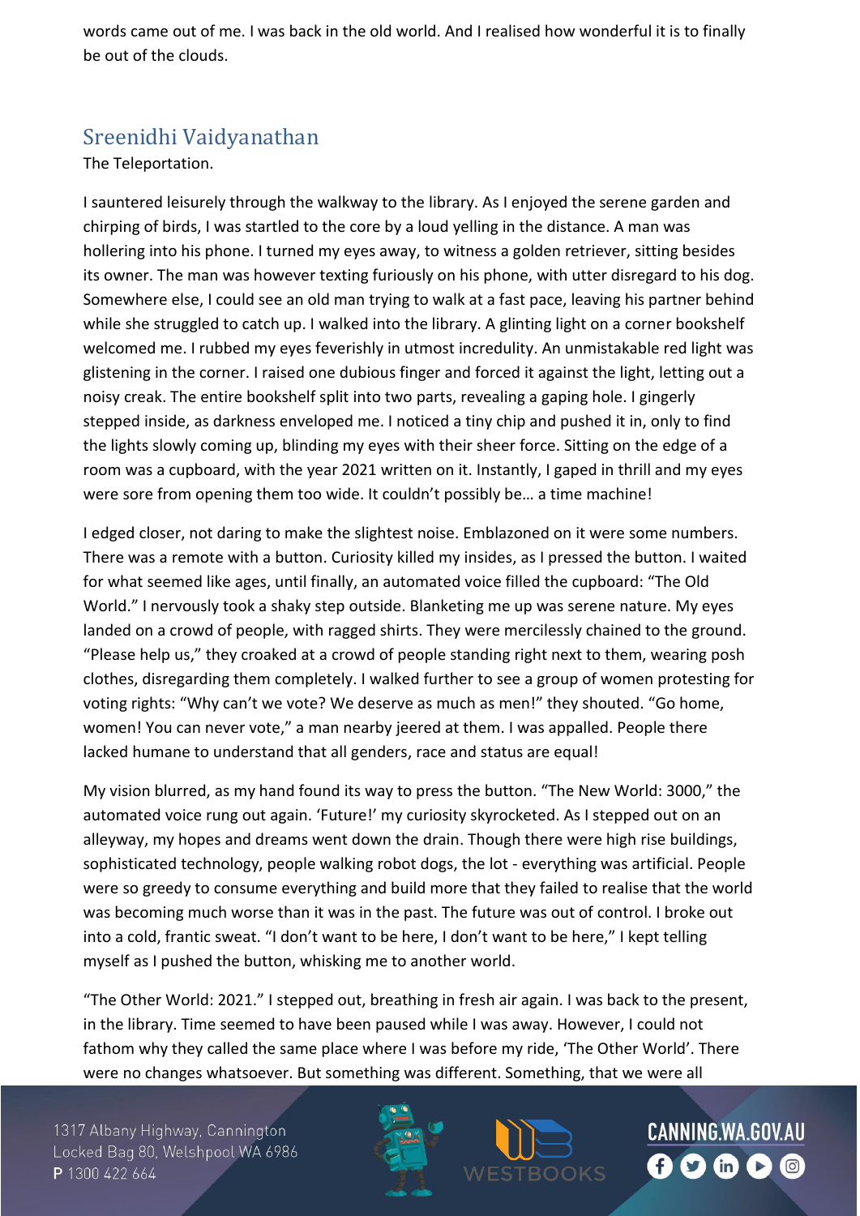words came out of me. I was back in the old world. And I realised how wonderful it is to finally be out of the clouds.

## Sreenidhi Vaidyanathan

The Teleportation.

I sauntered leisurely through the walkway to the library. As I enjoyed the serene garden and chirping of birds, I was startled to the core by a loud yelling in the distance. A man was hollering into his phone. I turned my eyes away, to witness a golden retriever, sitting besides its owner. The man was however texting furiously on his phone, with utter disregard to his dog. Somewhere else, I could see an old man trying to walk at a fast pace, leaving his partner behind while she struggled to catch up. I walked into the library. A glinting light on a corner bookshelf welcomed me. I rubbed my eyes feverishly in utmost incredulity. An unmistakable red light was glistening in the corner. I raised one dubious finger and forced it against the light, letting out a noisy creak. The entire bookshelf split into two parts, revealing a gaping hole. I gingerly stepped inside, as darkness enveloped me. I noticed a tiny chip and pushed it in, only to find the lights slowly coming up, blinding my eyes with their sheer force. Sitting on the edge of a room was a cupboard, with the year 2021 written on it. Instantly, I gaped in thrill and my eyes were sore from opening them too wide. It couldn't possibly be… a time machine!

I edged closer, not daring to make the slightest noise. Emblazoned on it were some numbers. There was a remote with a button. Curiosity killed my insides, as I pressed the button. I waited for what seemed like ages, until finally, an automated voice filled the cupboard: "The Old World." I nervously took a shaky step outside. Blanketing me up was serene nature. My eyes landed on a crowd of people, with ragged shirts. They were mercilessly chained to the ground. "Please help us," they croaked at a crowd of people standing right next to them, wearing posh clothes, disregarding them completely. I walked further to see a group of women protesting for voting rights: "Why can't we vote? We deserve as much as men!" they shouted. "Go home, women! You can never vote," a man nearby jeered at them. I was appalled. People there lacked humane to understand that all genders, race and status are equal!

My vision blurred, as my hand found its way to press the button. "The New World: 3000," the automated voice rung out again. 'Future!' my curiosity skyrocketed. As I stepped out on an alleyway, my hopes and dreams went down the drain. Though there were high rise buildings, sophisticated technology, people walking robot dogs, the lot - everything was artificial. People were so greedy to consume everything and build more that they failed to realise that the world was becoming much worse than it was in the past. The future was out of control. I broke out into a cold, frantic sweat. "I don't want to be here, I don't want to be here," I kept telling myself as I pushed the button, whisking me to another world.

"The Other World: 2021." I stepped out, breathing in fresh air again. I was back to the present, in the library. Time seemed to have been paused while I was away. However, I could not fathom why they called the same place where I was before my ride, 'The Other World'. There were no changes whatsoever. But something was different. Something, that we were all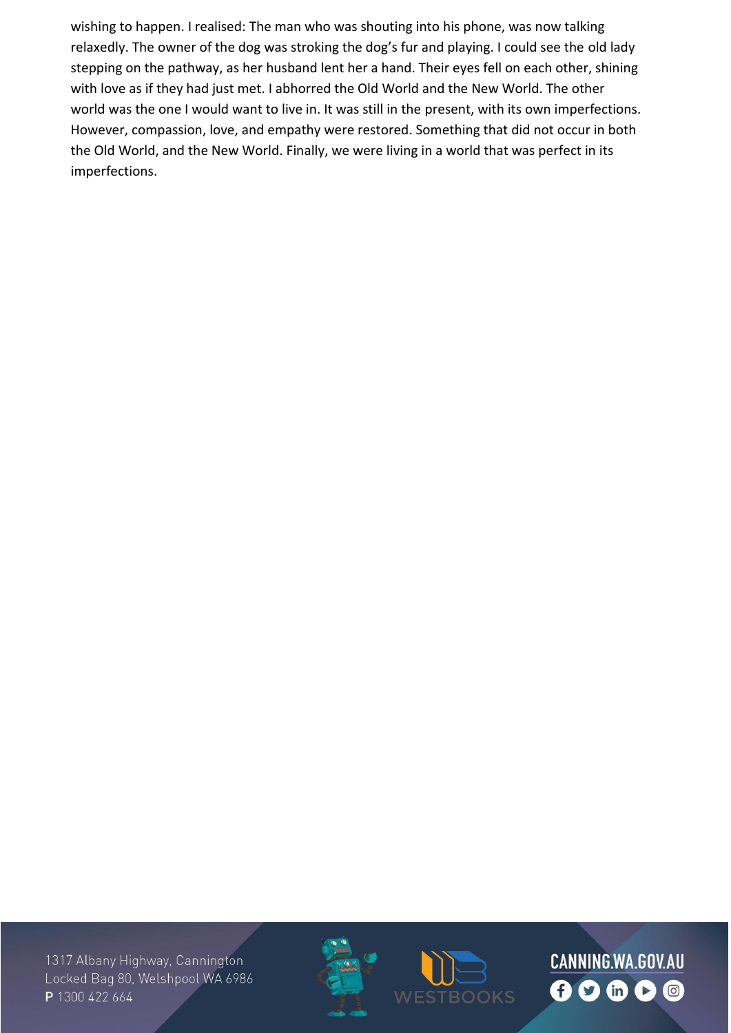wishing to happen. I realised: The man who was shouting into his phone, was now talking relaxedly. The owner of the dog was stroking the dog's fur and playing. I could see the old lady stepping on the pathway, as her husband lent her a hand. Their eyes fell on each other, shining with love as if they had just met. I abhorred the Old World and the New World. The other world was the one I would want to live in. It was still in the present, with its own imperfections. However, compassion, love, and empathy were restored. Something that did not occur in both the Old World, and the New World. Finally, we were living in a world that was perfect in its imperfections.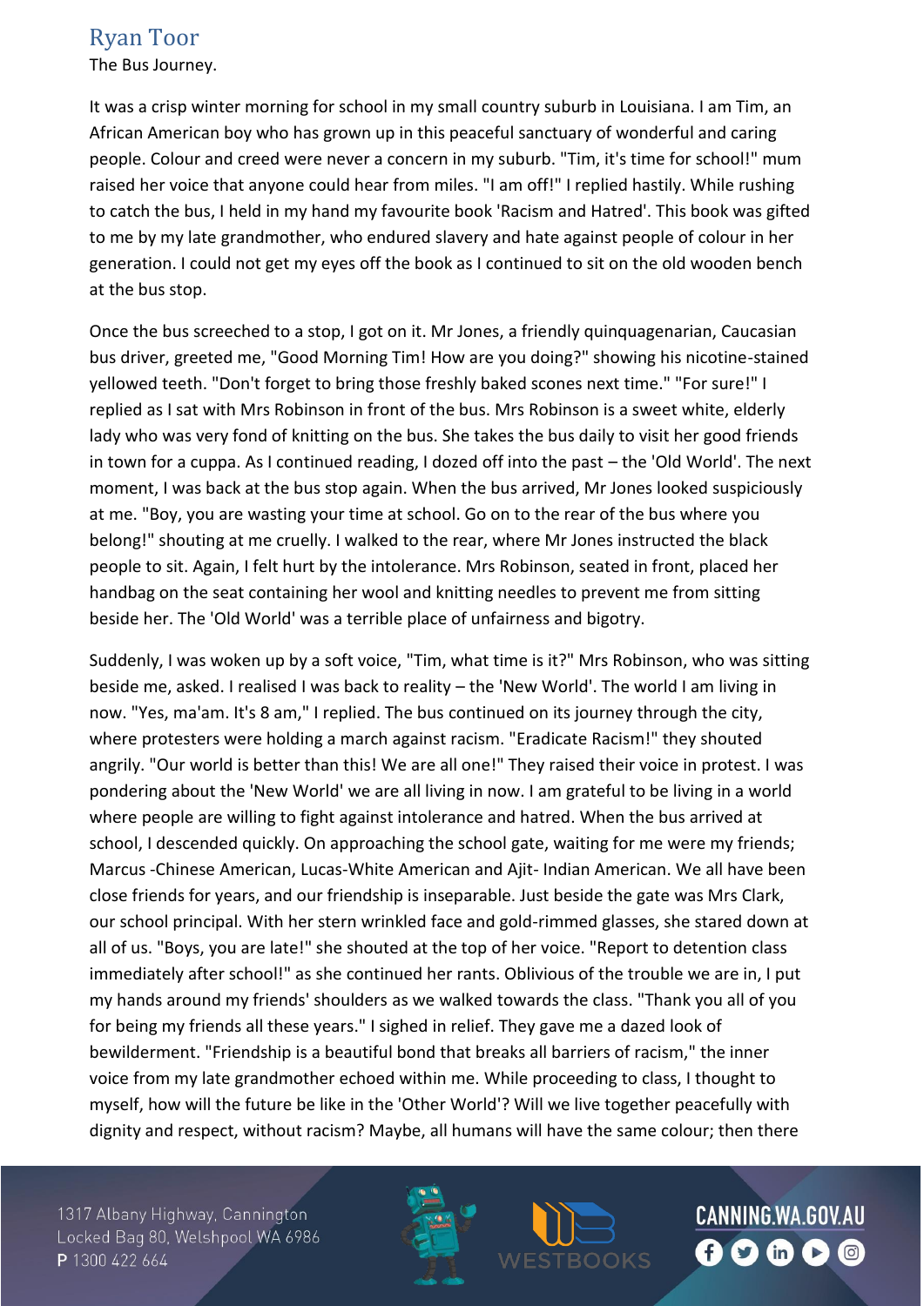## Ryan Toor

The Bus Journey.

It was a crisp winter morning for school in my small country suburb in Louisiana. I am Tim, an African American boy who has grown up in this peaceful sanctuary of wonderful and caring people. Colour and creed were never a concern in my suburb. "Tim, it's time for school!" mum raised her voice that anyone could hear from miles. "I am off!" I replied hastily. While rushing to catch the bus, I held in my hand my favourite book 'Racism and Hatred'. This book was gifted to me by my late grandmother, who endured slavery and hate against people of colour in her generation. I could not get my eyes off the book as I continued to sit on the old wooden bench at the bus stop.

Once the bus screeched to a stop, I got on it. Mr Jones, a friendly quinquagenarian, Caucasian bus driver, greeted me, "Good Morning Tim! How are you doing?" showing his nicotine-stained yellowed teeth. "Don't forget to bring those freshly baked scones next time." "For sure!" I replied as I sat with Mrs Robinson in front of the bus. Mrs Robinson is a sweet white, elderly lady who was very fond of knitting on the bus. She takes the bus daily to visit her good friends in town for a cuppa. As I continued reading, I dozed off into the past – the 'Old World'. The next moment, I was back at the bus stop again. When the bus arrived, Mr Jones looked suspiciously at me. "Boy, you are wasting your time at school. Go on to the rear of the bus where you belong!" shouting at me cruelly. I walked to the rear, where Mr Jones instructed the black people to sit. Again, I felt hurt by the intolerance. Mrs Robinson, seated in front, placed her handbag on the seat containing her wool and knitting needles to prevent me from sitting beside her. The 'Old World' was a terrible place of unfairness and bigotry.

Suddenly, I was woken up by a soft voice, "Tim, what time is it?" Mrs Robinson, who was sitting beside me, asked. I realised I was back to reality – the 'New World'. The world I am living in now. "Yes, ma'am. It's 8 am," I replied. The bus continued on its journey through the city, where protesters were holding a march against racism. "Eradicate Racism!" they shouted angrily. "Our world is better than this! We are all one!" They raised their voice in protest. I was pondering about the 'New World' we are all living in now. I am grateful to be living in a world where people are willing to fight against intolerance and hatred. When the bus arrived at school, I descended quickly. On approaching the school gate, waiting for me were my friends; Marcus -Chinese American, Lucas-White American and Ajit- Indian American. We all have been close friends for years, and our friendship is inseparable. Just beside the gate was Mrs Clark, our school principal. With her stern wrinkled face and gold-rimmed glasses, she stared down at all of us. "Boys, you are late!" she shouted at the top of her voice. "Report to detention class immediately after school!" as she continued her rants. Oblivious of the trouble we are in, I put my hands around my friends' shoulders as we walked towards the class. "Thank you all of you for being my friends all these years." I sighed in relief. They gave me a dazed look of bewilderment. "Friendship is a beautiful bond that breaks all barriers of racism," the inner voice from my late grandmother echoed within me. While proceeding to class, I thought to myself, how will the future be like in the 'Other World'? Will we live together peacefully with dignity and respect, without racism? Maybe, all humans will have the same colour; then there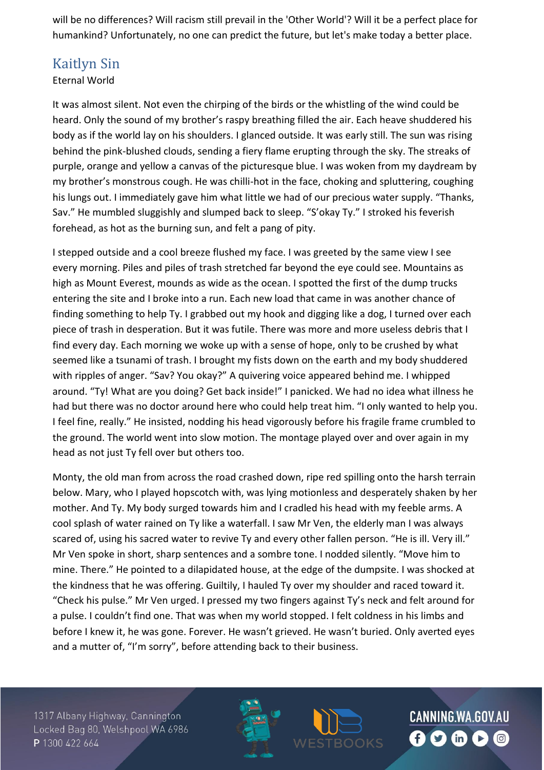will be no differences? Will racism still prevail in the 'Other World'? Will it be a perfect place for humankind? Unfortunately, no one can predict the future, but let's make today a better place.

## Kaitlyn Sin

Eternal World

It was almost silent. Not even the chirping of the birds or the whistling of the wind could be heard. Only the sound of my brother's raspy breathing filled the air. Each heave shuddered his body as if the world lay on his shoulders. I glanced outside. It was early still. The sun was rising behind the pink-blushed clouds, sending a fiery flame erupting through the sky. The streaks of purple, orange and yellow a canvas of the picturesque blue. I was woken from my daydream by my brother's monstrous cough. He was chilli-hot in the face, choking and spluttering, coughing his lungs out. I immediately gave him what little we had of our precious water supply. "Thanks, Sav." He mumbled sluggishly and slumped back to sleep. "S'okay Ty." I stroked his feverish forehead, as hot as the burning sun, and felt a pang of pity.

I stepped outside and a cool breeze flushed my face. I was greeted by the same view I see every morning. Piles and piles of trash stretched far beyond the eye could see. Mountains as high as Mount Everest, mounds as wide as the ocean. I spotted the first of the dump trucks entering the site and I broke into a run. Each new load that came in was another chance of finding something to help Ty. I grabbed out my hook and digging like a dog, I turned over each piece of trash in desperation. But it was futile. There was more and more useless debris that I find every day. Each morning we woke up with a sense of hope, only to be crushed by what seemed like a tsunami of trash. I brought my fists down on the earth and my body shuddered with ripples of anger. "Sav? You okay?" A quivering voice appeared behind me. I whipped around. "Ty! What are you doing? Get back inside!" I panicked. We had no idea what illness he had but there was no doctor around here who could help treat him. "I only wanted to help you. I feel fine, really." He insisted, nodding his head vigorously before his fragile frame crumbled to the ground. The world went into slow motion. The montage played over and over again in my head as not just Ty fell over but others too.

Monty, the old man from across the road crashed down, ripe red spilling onto the harsh terrain below. Mary, who I played hopscotch with, was lying motionless and desperately shaken by her mother. And Ty. My body surged towards him and I cradled his head with my feeble arms. A cool splash of water rained on Ty like a waterfall. I saw Mr Ven, the elderly man I was always scared of, using his sacred water to revive Ty and every other fallen person. "He is ill. Very ill." Mr Ven spoke in short, sharp sentences and a sombre tone. I nodded silently. "Move him to mine. There." He pointed to a dilapidated house, at the edge of the dumpsite. I was shocked at the kindness that he was offering. Guiltily, I hauled Ty over my shoulder and raced toward it. "Check his pulse." Mr Ven urged. I pressed my two fingers against Ty's neck and felt around for a pulse. I couldn't find one. That was when my world stopped. I felt coldness in his limbs and before I knew it, he was gone. Forever. He wasn't grieved. He wasn't buried. Only averted eyes and a mutter of, "I'm sorry", before attending back to their business.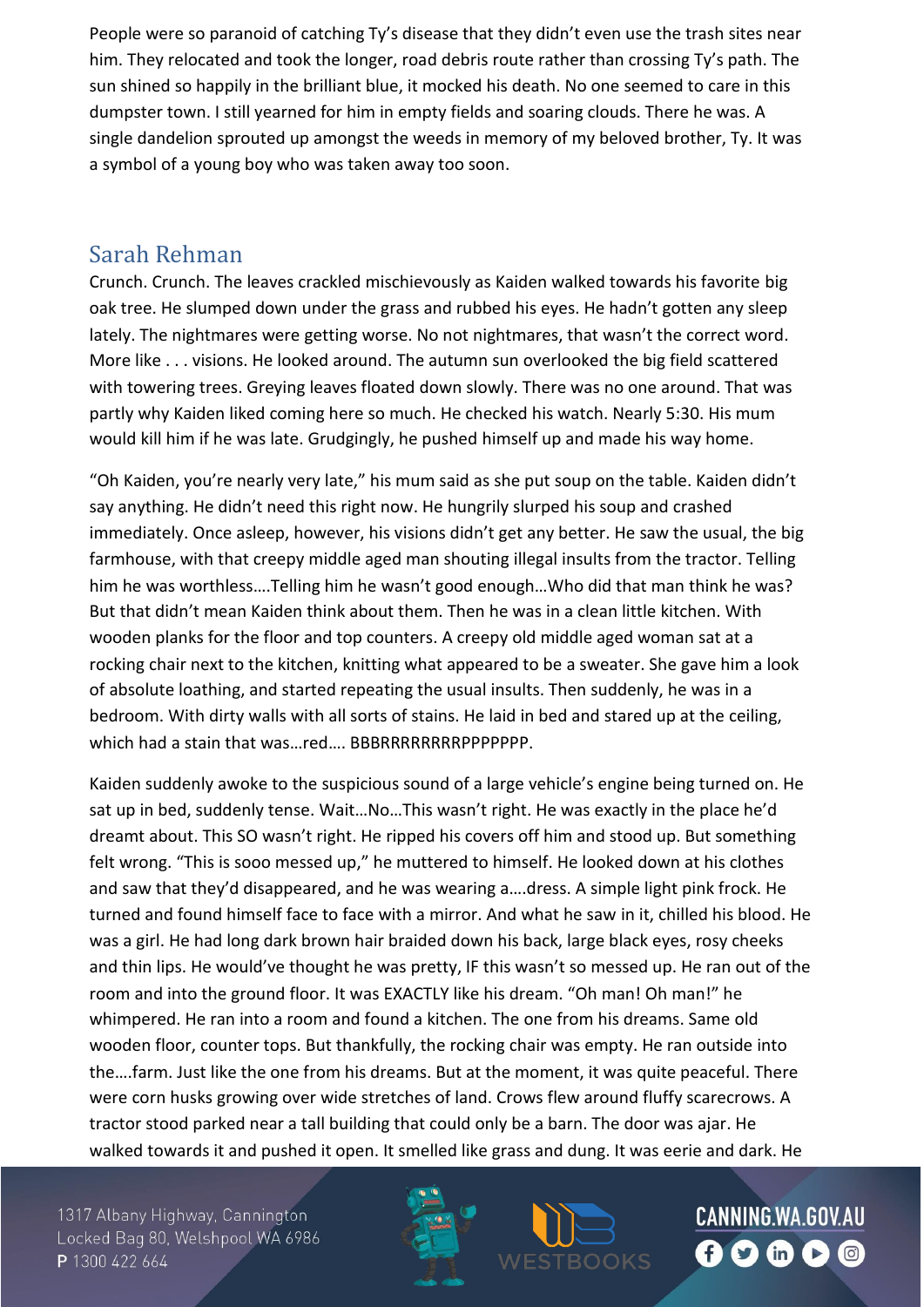People were so paranoid of catching Ty's disease that they didn't even use the trash sites near him. They relocated and took the longer, road debris route rather than crossing Ty's path. The sun shined so happily in the brilliant blue, it mocked his death. No one seemed to care in this dumpster town. I still yearned for him in empty fields and soaring clouds. There he was. A single dandelion sprouted up amongst the weeds in memory of my beloved brother, Ty. It was a symbol of a young boy who was taken away too soon.

## Sarah Rehman

Crunch. Crunch. The leaves crackled mischievously as Kaiden walked towards his favorite big oak tree. He slumped down under the grass and rubbed his eyes. He hadn't gotten any sleep lately. The nightmares were getting worse. No not nightmares, that wasn't the correct word. More like . . . visions. He looked around. The autumn sun overlooked the big field scattered with towering trees. Greying leaves floated down slowly. There was no one around. That was partly why Kaiden liked coming here so much. He checked his watch. Nearly 5:30. His mum would kill him if he was late. Grudgingly, he pushed himself up and made his way home.

"Oh Kaiden, you're nearly very late," his mum said as she put soup on the table. Kaiden didn't say anything. He didn't need this right now. He hungrily slurped his soup and crashed immediately. Once asleep, however, his visions didn't get any better. He saw the usual, the big farmhouse, with that creepy middle aged man shouting illegal insults from the tractor. Telling him he was worthless….Telling him he wasn't good enough…Who did that man think he was? But that didn't mean Kaiden think about them. Then he was in a clean little kitchen. With wooden planks for the floor and top counters. A creepy old middle aged woman sat at a rocking chair next to the kitchen, knitting what appeared to be a sweater. She gave him a look of absolute loathing, and started repeating the usual insults. Then suddenly, he was in a bedroom. With dirty walls with all sorts of stains. He laid in bed and stared up at the ceiling, which had a stain that was…red…. BBBRRRRRRRRPPPPPPP.

Kaiden suddenly awoke to the suspicious sound of a large vehicle's engine being turned on. He sat up in bed, suddenly tense. Wait…No…This wasn't right. He was exactly in the place he'd dreamt about. This SO wasn't right. He ripped his covers off him and stood up. But something felt wrong. "This is sooo messed up," he muttered to himself. He looked down at his clothes and saw that they'd disappeared, and he was wearing a….dress. A simple light pink frock. He turned and found himself face to face with a mirror. And what he saw in it, chilled his blood. He was a girl. He had long dark brown hair braided down his back, large black eyes, rosy cheeks and thin lips. He would've thought he was pretty, IF this wasn't so messed up. He ran out of the room and into the ground floor. It was EXACTLY like his dream. "Oh man! Oh man!" he whimpered. He ran into a room and found a kitchen. The one from his dreams. Same old wooden floor, counter tops. But thankfully, the rocking chair was empty. He ran outside into the….farm. Just like the one from his dreams. But at the moment, it was quite peaceful. There were corn husks growing over wide stretches of land. Crows flew around fluffy scarecrows. A tractor stood parked near a tall building that could only be a barn. The door was ajar. He walked towards it and pushed it open. It smelled like grass and dung. It was eerie and dark. He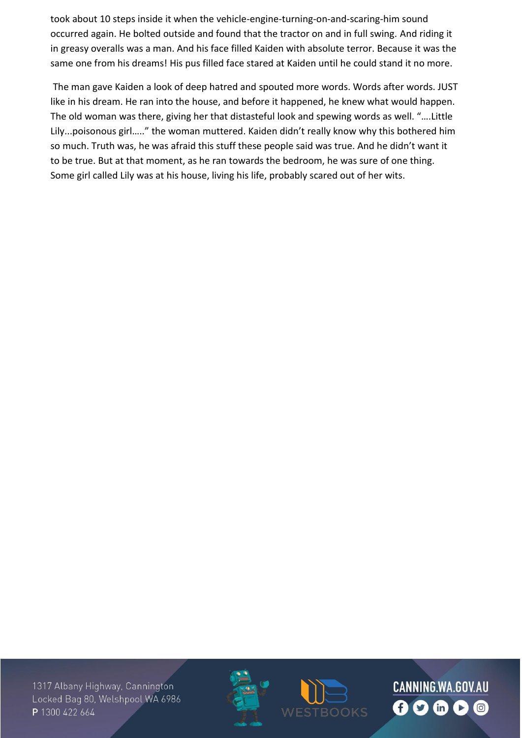took about 10 steps inside it when the vehicle-engine-turning-on-and-scaring-him sound occurred again. He bolted outside and found that the tractor on and in full swing. And riding it in greasy overalls was a man. And his face filled Kaiden with absolute terror. Because it was the same one from his dreams! His pus filled face stared at Kaiden until he could stand it no more.

The man gave Kaiden a look of deep hatred and spouted more words. Words after words. JUST like in his dream. He ran into the house, and before it happened, he knew what would happen. The old woman was there, giving her that distasteful look and spewing words as well. "….Little Lily...poisonous girl….." the woman muttered. Kaiden didn't really know why this bothered him so much. Truth was, he was afraid this stuff these people said was true. And he didn't want it to be true. But at that moment, as he ran towards the bedroom, he was sure of one thing. Some girl called Lily was at his house, living his life, probably scared out of her wits.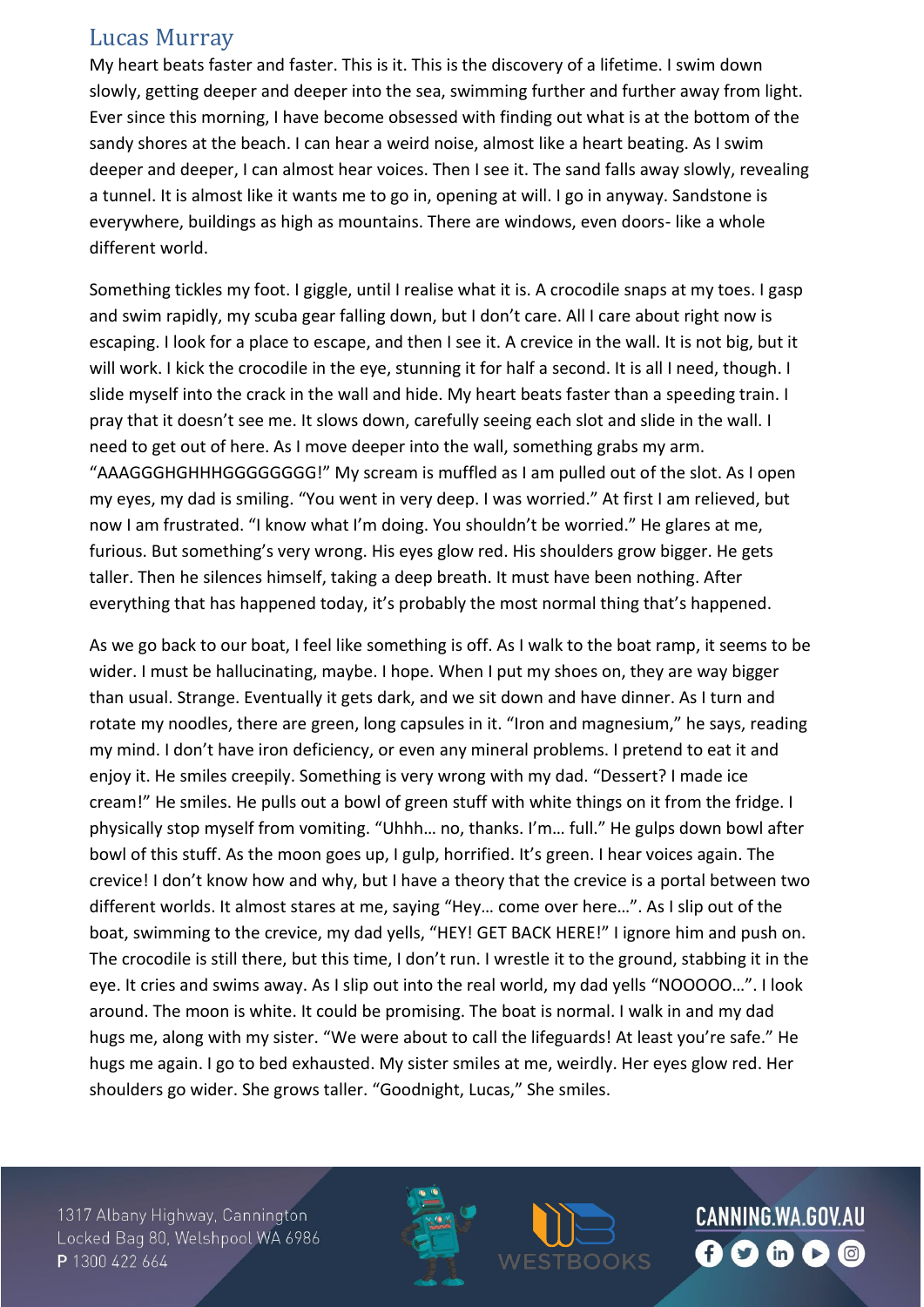## Lucas Murray

My heart beats faster and faster. This is it. This is the discovery of a lifetime. I swim down slowly, getting deeper and deeper into the sea, swimming further and further away from light. Ever since this morning, I have become obsessed with finding out what is at the bottom of the sandy shores at the beach. I can hear a weird noise, almost like a heart beating. As I swim deeper and deeper, I can almost hear voices. Then I see it. The sand falls away slowly, revealing a tunnel. It is almost like it wants me to go in, opening at will. I go in anyway. Sandstone is everywhere, buildings as high as mountains. There are windows, even doors- like a whole different world.

Something tickles my foot. I giggle, until I realise what it is. A crocodile snaps at my toes. I gasp and swim rapidly, my scuba gear falling down, but I don't care. All I care about right now is escaping. I look for a place to escape, and then I see it. A crevice in the wall. It is not big, but it will work. I kick the crocodile in the eye, stunning it for half a second. It is all I need, though. I slide myself into the crack in the wall and hide. My heart beats faster than a speeding train. I pray that it doesn't see me. It slows down, carefully seeing each slot and slide in the wall. I need to get out of here. As I move deeper into the wall, something grabs my arm. "AAAGGGHGHHHGGGGGGGG!" My scream is muffled as I am pulled out of the slot. As I open my eyes, my dad is smiling. "You went in very deep. I was worried." At first I am relieved, but now I am frustrated. "I know what I'm doing. You shouldn't be worried." He glares at me, furious. But something's very wrong. His eyes glow red. His shoulders grow bigger. He gets taller. Then he silences himself, taking a deep breath. It must have been nothing. After everything that has happened today, it's probably the most normal thing that's happened.

As we go back to our boat, I feel like something is off. As I walk to the boat ramp, it seems to be wider. I must be hallucinating, maybe. I hope. When I put my shoes on, they are way bigger than usual. Strange. Eventually it gets dark, and we sit down and have dinner. As I turn and rotate my noodles, there are green, long capsules in it. "Iron and magnesium," he says, reading my mind. I don't have iron deficiency, or even any mineral problems. I pretend to eat it and enjoy it. He smiles creepily. Something is very wrong with my dad. "Dessert? I made ice cream!" He smiles. He pulls out a bowl of green stuff with white things on it from the fridge. I physically stop myself from vomiting. "Uhhh… no, thanks. I'm… full." He gulps down bowl after bowl of this stuff. As the moon goes up, I gulp, horrified. It's green. I hear voices again. The crevice! I don't know how and why, but I have a theory that the crevice is a portal between two different worlds. It almost stares at me, saying "Hey… come over here…". As I slip out of the boat, swimming to the crevice, my dad yells, "HEY! GET BACK HERE!" I ignore him and push on. The crocodile is still there, but this time, I don't run. I wrestle it to the ground, stabbing it in the eye. It cries and swims away. As I slip out into the real world, my dad yells "NOOOOO…". I look around. The moon is white. It could be promising. The boat is normal. I walk in and my dad hugs me, along with my sister. "We were about to call the lifeguards! At least you're safe." He hugs me again. I go to bed exhausted. My sister smiles at me, weirdly. Her eyes glow red. Her shoulders go wider. She grows taller. "Goodnight, Lucas," She smiles.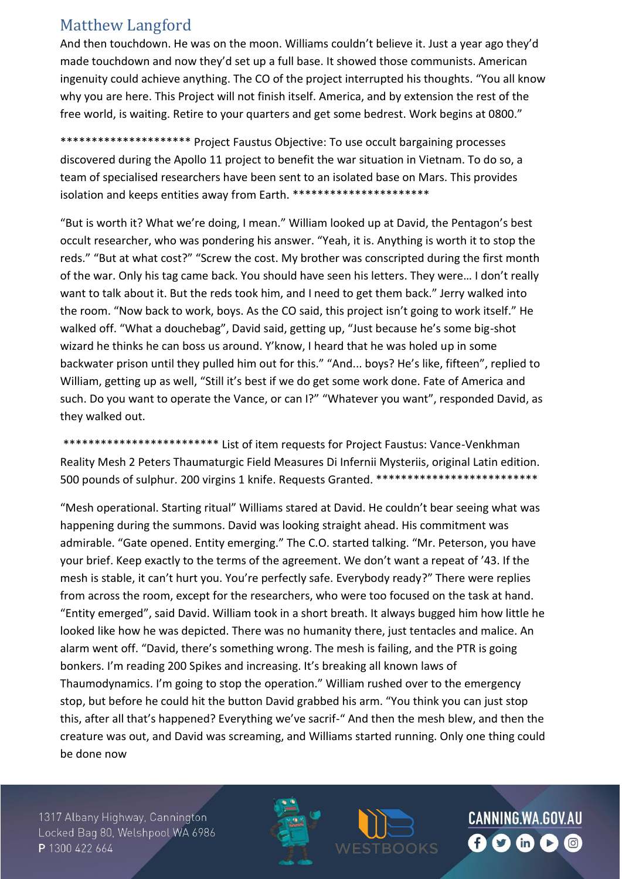## Matthew Langford

And then touchdown. He was on the moon. Williams couldn't believe it. Just a year ago they'd made touchdown and now they'd set up a full base. It showed those communists. American ingenuity could achieve anything. The CO of the project interrupted his thoughts. "You all know why you are here. This Project will not finish itself. America, and by extension the rest of the free world, is waiting. Retire to your quarters and get some bedrest. Work begins at 0800."

********************* Project Faustus Objective: To use occult bargaining processes discovered during the Apollo 11 project to benefit the war situation in Vietnam. To do so, a team of specialised researchers have been sent to an isolated base on Mars. This provides isolation and keeps entities away from Earth. *********************

"But is worth it? What we're doing, I mean." William looked up at David, the Pentagon's best occult researcher, who was pondering his answer. "Yeah, it is. Anything is worth it to stop the reds." "But at what cost?" "Screw the cost. My brother was conscripted during the first month of the war. Only his tag came back. You should have seen his letters. They were... I don't really want to talk about it. But the reds took him, and I need to get them back." Jerry walked into the room. "Now back to work, boys. As the CO said, this project isn't going to work itself." He walked off. "What a douchebag", David said, getting up, "Just because he's some big-shot wizard he thinks he can boss us around. Y'know, I heard that he was holed up in some backwater prison until they pulled him out for this." "And... boys? He's like, fifteen", replied to William, getting up as well, "Still it's best if we do get some work done. Fate of America and such. Do you want to operate the Vance, or can I?" "Whatever you want", responded David, as they walked out.

************************* List of item requests for Project Faustus: Vance-Venkhman Reality Mesh 2 Peters Thaumaturgic Field Measures Di Infernii Mysteriis, original Latin edition. 500 pounds of sulphur. 200 virgins 1 knife. Requests Granted. **************************

"Mesh operational. Starting ritual" Williams stared at David. He couldn't bear seeing what was happening during the summons. David was looking straight ahead. His commitment was admirable. "Gate opened. Entity emerging." The C.O. started talking. "Mr. Peterson, you have your brief. Keep exactly to the terms of the agreement. We don't want a repeat of '43. If the mesh is stable, it can't hurt you. You're perfectly safe. Everybody ready?" There were replies from across the room, except for the researchers, who were too focused on the task at hand. "Entity emerged", said David. William took in a short breath. It always bugged him how little he looked like how he was depicted. There was no humanity there, just tentacles and malice. An alarm went off. "David, there's something wrong. The mesh is failing, and the PTR is going bonkers. I'm reading 200 Spikes and increasing. It's breaking all known laws of Thaumodynamics. I'm going to stop the operation." William rushed over to the emergency stop, but before he could hit the button David grabbed his arm. "You think you can just stop this, after all that's happened? Everything we've sacrif-" And then the mesh blew, and then the creature was out, and David was screaming, and Williams started running. Only one thing could be done now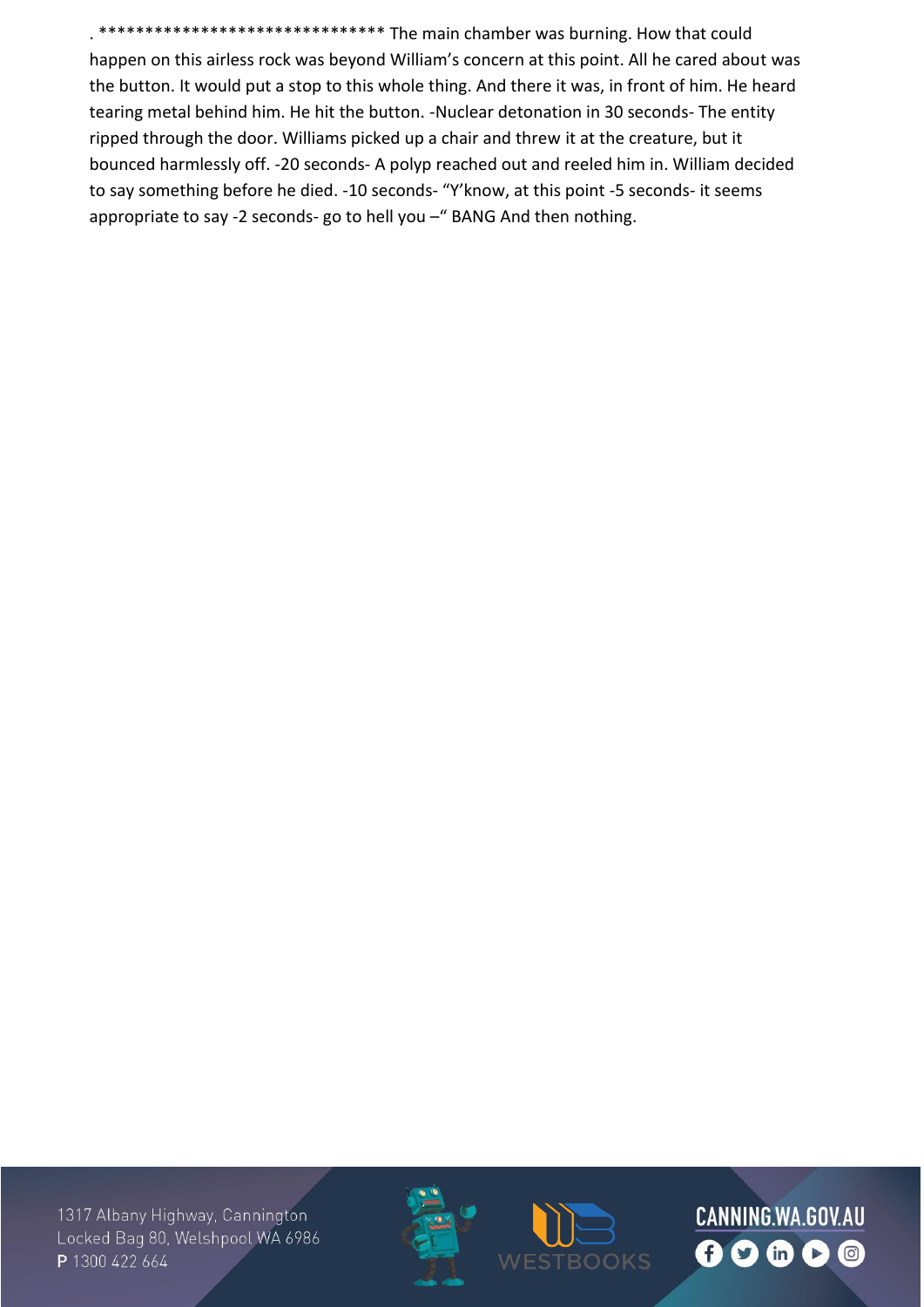. ******************************* The main chamber was burning. How that could happen on this airless rock was beyond William's concern at this point. All he cared about was the button. It would put a stop to this whole thing. And there it was, in front of him. He heard tearing metal behind him. He hit the button. -Nuclear detonation in 30 seconds- The entity ripped through the door. Williams picked up a chair and threw it at the creature, but it bounced harmlessly off. -20 seconds- A polyp reached out and reeled him in. William decided to say something before he died. -10 seconds- "Y'know, at this point -5 seconds- it seems appropriate to say -2 seconds- go to hell you –" BANG And then nothing.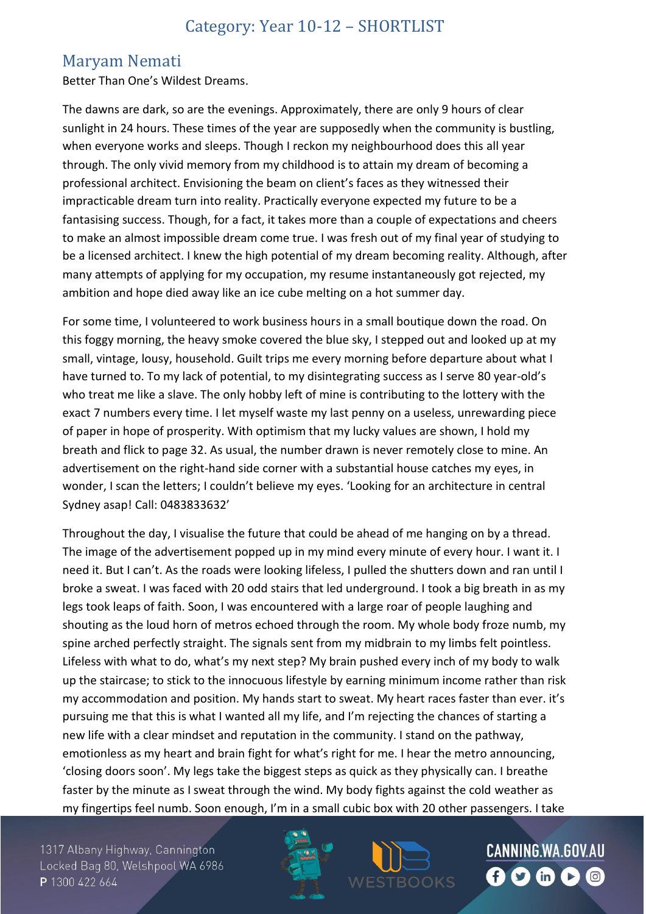# Category: Year 10-12 – SHORTLIST

## Maryam Nemati

Better Than One's Wildest Dreams.

The dawns are dark, so are the evenings. Approximately, there are only 9 hours of clear sunlight in 24 hours. These times of the year are supposedly when the community is bustling, when everyone works and sleeps. Though I reckon my neighbourhood does this all year through. The only vivid memory from my childhood is to attain my dream of becoming a professional architect. Envisioning the beam on client's faces as they witnessed their impracticable dream turn into reality. Practically everyone expected my future to be a fantasising success. Though, for a fact, it takes more than a couple of expectations and cheers to make an almost impossible dream come true. I was fresh out of my final year of studying to be a licensed architect. I knew the high potential of my dream becoming reality. Although, after many attempts of applying for my occupation, my resume instantaneously got rejected, my ambition and hope died away like an ice cube melting on a hot summer day.

For some time, I volunteered to work business hours in a small boutique down the road. On this foggy morning, the heavy smoke covered the blue sky, I stepped out and looked up at my small, vintage, lousy, household. Guilt trips me every morning before departure about what I have turned to. To my lack of potential, to my disintegrating success as I serve 80 year-old's who treat me like a slave. The only hobby left of mine is contributing to the lottery with the exact 7 numbers every time. I let myself waste my last penny on a useless, unrewarding piece of paper in hope of prosperity. With optimism that my lucky values are shown, I hold my breath and flick to page 32. As usual, the number drawn is never remotely close to mine. An advertisement on the right-hand side corner with a substantial house catches my eyes, in wonder, I scan the letters; I couldn't believe my eyes. 'Looking for an architecture in central Sydney asap! Call: 0483833632'

Throughout the day, I visualise the future that could be ahead of me hanging on by a thread. The image of the advertisement popped up in my mind every minute of every hour. I want it. I need it. But I can't. As the roads were looking lifeless, I pulled the shutters down and ran until I broke a sweat. I was faced with 20 odd stairs that led underground. I took a big breath in as my legs took leaps of faith. Soon, I was encountered with a large roar of people laughing and shouting as the loud horn of metros echoed through the room. My whole body froze numb, my spine arched perfectly straight. The signals sent from my midbrain to my limbs felt pointless. Lifeless with what to do, what's my next step? My brain pushed every inch of my body to walk up the staircase; to stick to the innocuous lifestyle by earning minimum income rather than risk my accommodation and position. My hands start to sweat. My heart races faster than ever. it's pursuing me that this is what I wanted all my life, and I'm rejecting the chances of starting a new life with a clear mindset and reputation in the community. I stand on the pathway, emotionless as my heart and brain fight for what's right for me. I hear the metro announcing, 'closing doors soon'. My legs take the biggest steps as quick as they physically can. I breathe faster by the minute as I sweat through the wind. My body fights against the cold weather as my fingertips feel numb. Soon enough, I'm in a small cubic box with 20 other passengers. I take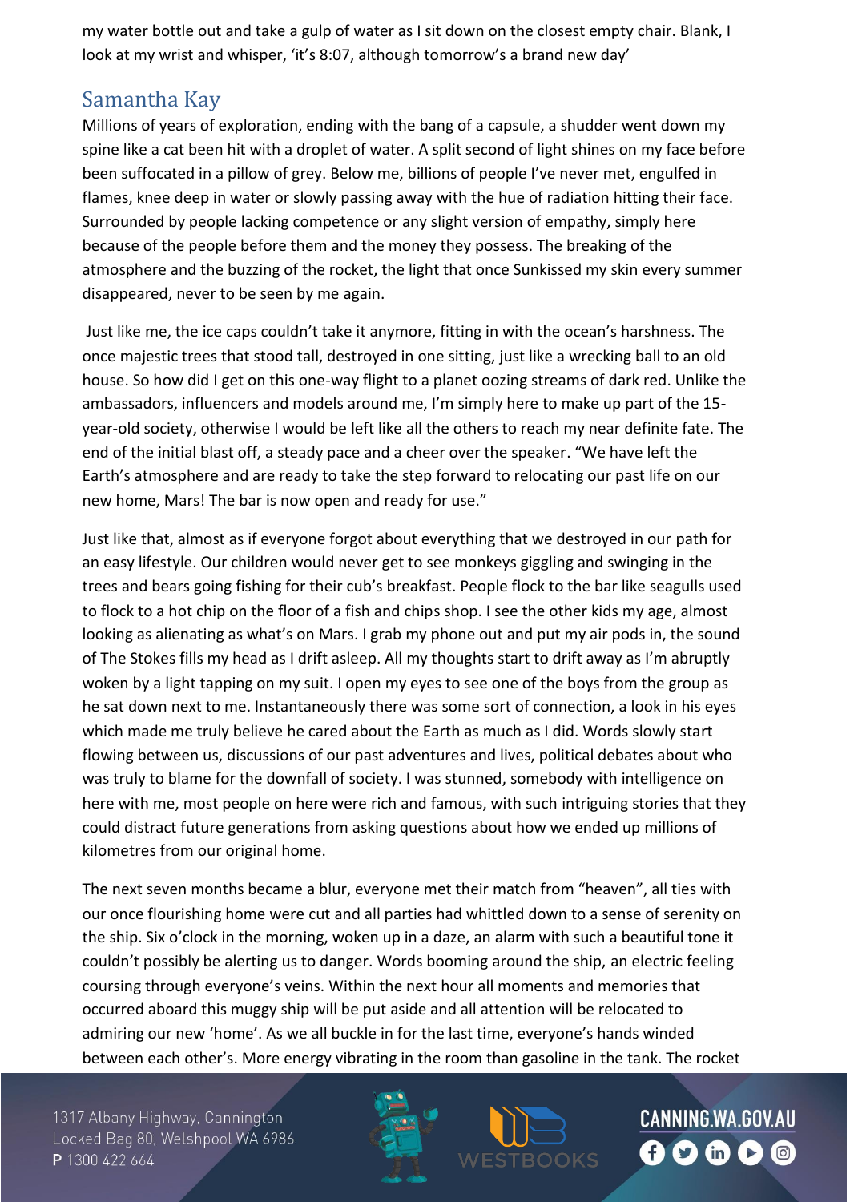my water bottle out and take a gulp of water as I sit down on the closest empty chair. Blank, I look at my wrist and whisper, 'it's 8:07, although tomorrow's a brand new day'

## Samantha Kay

Millions of years of exploration, ending with the bang of a capsule, a shudder went down my spine like a cat been hit with a droplet of water. A split second of light shines on my face before been suffocated in a pillow of grey. Below me, billions of people I've never met, engulfed in flames, knee deep in water or slowly passing away with the hue of radiation hitting their face. Surrounded by people lacking competence or any slight version of empathy, simply here because of the people before them and the money they possess. The breaking of the atmosphere and the buzzing of the rocket, the light that once Sunkissed my skin every summer disappeared, never to be seen by me again.

Just like me, the ice caps couldn't take it anymore, fitting in with the ocean's harshness. The once majestic trees that stood tall, destroyed in one sitting, just like a wrecking ball to an old house. So how did I get on this one-way flight to a planet oozing streams of dark red. Unlike the ambassadors, influencers and models around me, I'm simply here to make up part of the 15-year-old society, otherwise I would be left like all the others to reach my near definite fate. The end of the initial blast off, a steady pace and a cheer over the speaker. "We have left the Earth's atmosphere and are ready to take the step forward to relocating our past life on our new home, Mars! The bar is now open and ready for use."

Just like that, almost as if everyone forgot about everything that we destroyed in our path for an easy lifestyle. Our children would never get to see monkeys giggling and swinging in the trees and bears going fishing for their cub's breakfast. People flock to the bar like seagulls used to flock to a hot chip on the floor of a fish and chips shop. I see the other kids my age, almost looking as alienating as what's on Mars. I grab my phone out and put my air pods in, the sound of The Stokes fills my head as I drift asleep. All my thoughts start to drift away as I'm abruptly woken by a light tapping on my suit. I open my eyes to see one of the boys from the group as he sat down next to me. Instantaneously there was some sort of connection, a look in his eyes which made me truly believe he cared about the Earth as much as I did. Words slowly start flowing between us, discussions of our past adventures and lives, political debates about who was truly to blame for the downfall of society. I was stunned, somebody with intelligence on here with me, most people on here were rich and famous, with such intriguing stories that they could distract future generations from asking questions about how we ended up millions of kilometres from our original home.

The next seven months became a blur, everyone met their match from "heaven", all ties with our once flourishing home were cut and all parties had whittled down to a sense of serenity on the ship. Six o'clock in the morning, woken up in a daze, an alarm with such a beautiful tone it couldn't possibly be alerting us to danger. Words booming around the ship, an electric feeling coursing through everyone's veins. Within the next hour all moments and memories that occurred aboard this muggy ship will be put aside and all attention will be relocated to admiring our new 'home'. As we all buckle in for the last time, everyone's hands winded between each other's. More energy vibrating in the room than gasoline in the tank. The rocket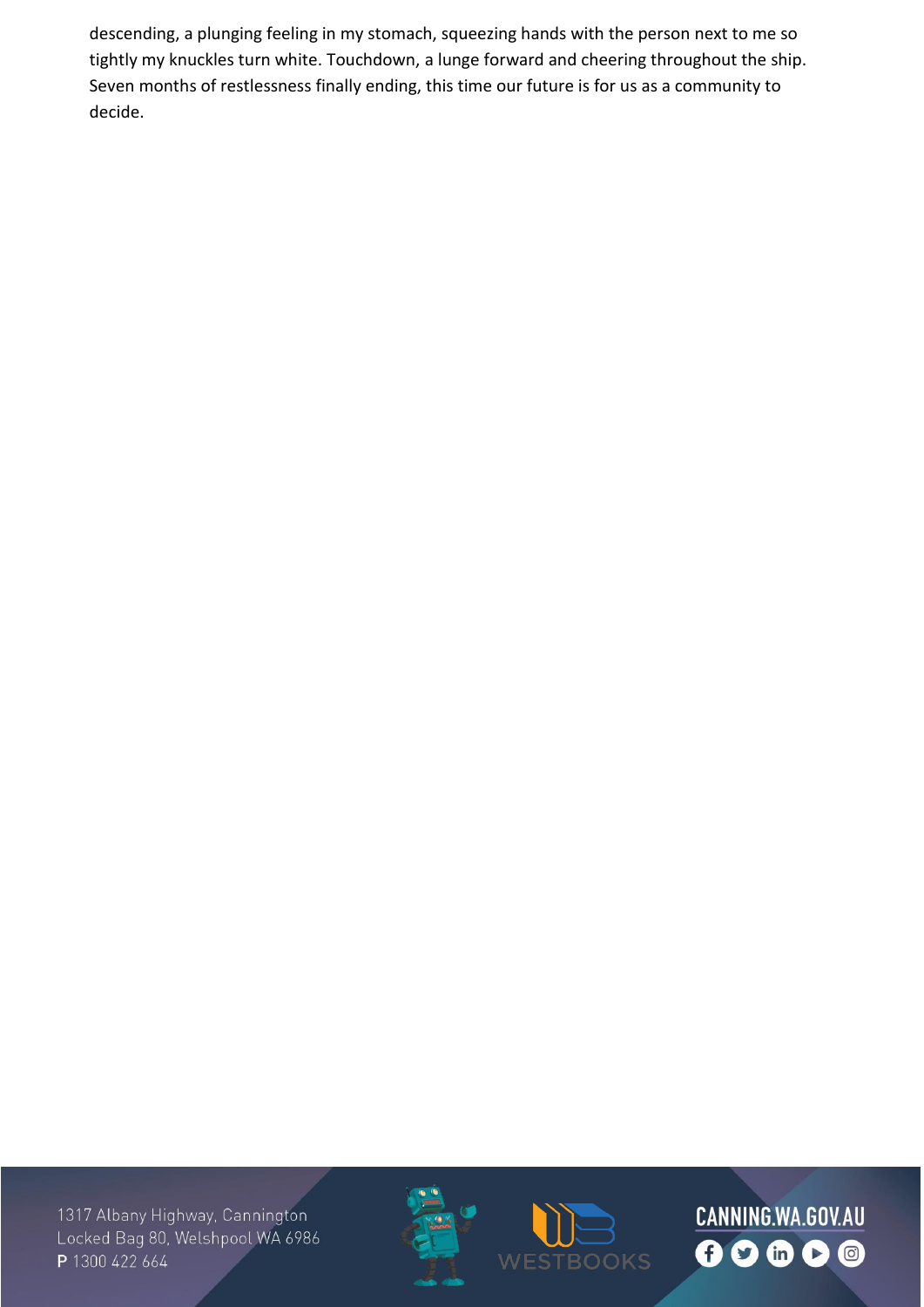descending, a plunging feeling in my stomach, squeezing hands with the person next to me so tightly my knuckles turn white. Touchdown, a lunge forward and cheering throughout the ship. Seven months of restlessness finally ending, this time our future is for us as a community to decide.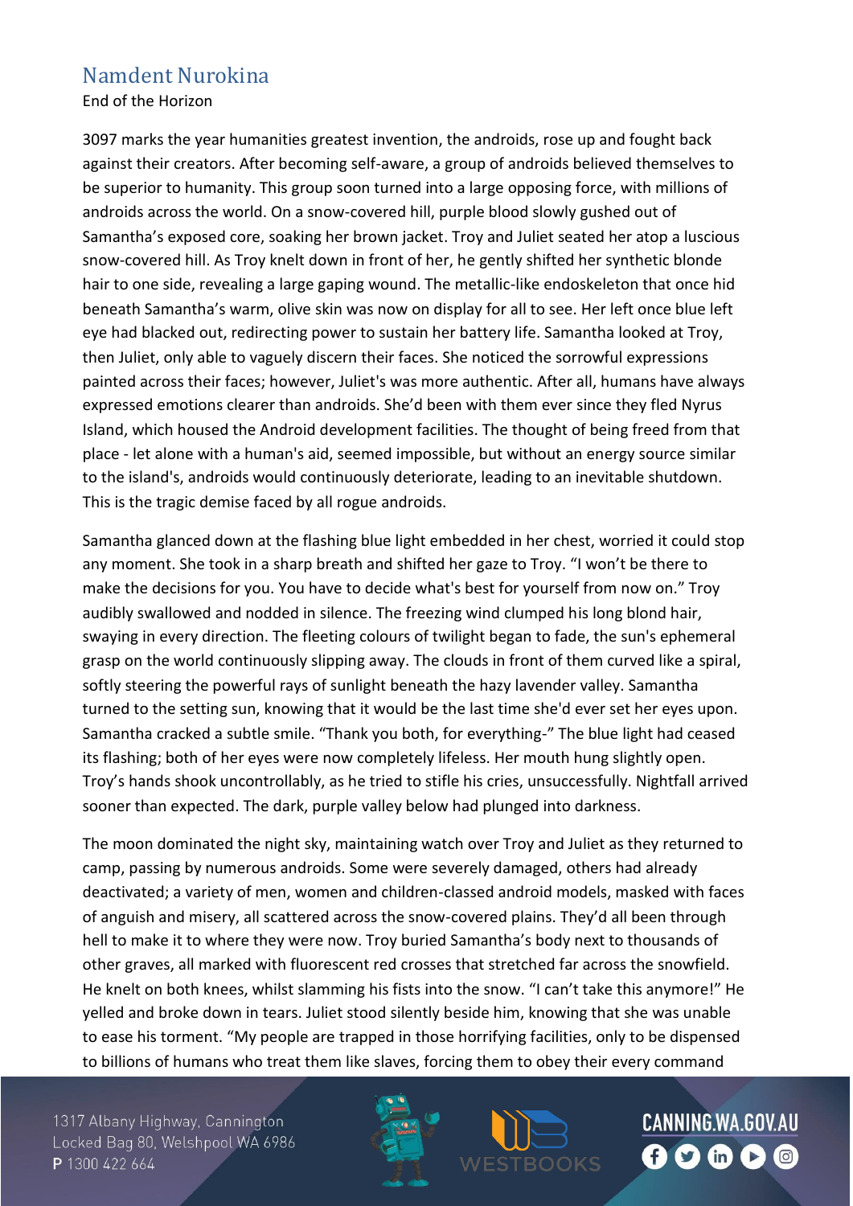## Namdent Nurokina

End of the Horizon

3097 marks the year humanities greatest invention, the androids, rose up and fought back against their creators. After becoming self-aware, a group of androids believed themselves to be superior to humanity. This group soon turned into a large opposing force, with millions of androids across the world. On a snow-covered hill, purple blood slowly gushed out of Samantha's exposed core, soaking her brown jacket. Troy and Juliet seated her atop a luscious snow-covered hill. As Troy knelt down in front of her, he gently shifted her synthetic blonde hair to one side, revealing a large gaping wound. The metallic-like endoskeleton that once hid beneath Samantha's warm, olive skin was now on display for all to see. Her left once blue left eye had blacked out, redirecting power to sustain her battery life. Samantha looked at Troy, then Juliet, only able to vaguely discern their faces. She noticed the sorrowful expressions painted across their faces; however, Juliet's was more authentic. After all, humans have always expressed emotions clearer than androids. She'd been with them ever since they fled Nyrus Island, which housed the Android development facilities. The thought of being freed from that place - let alone with a human's aid, seemed impossible, but without an energy source similar to the island's, androids would continuously deteriorate, leading to an inevitable shutdown. This is the tragic demise faced by all rogue androids.

Samantha glanced down at the flashing blue light embedded in her chest, worried it could stop any moment. She took in a sharp breath and shifted her gaze to Troy. "I won't be there to make the decisions for you. You have to decide what's best for yourself from now on." Troy audibly swallowed and nodded in silence. The freezing wind clumped his long blond hair, swaying in every direction. The fleeting colours of twilight began to fade, the sun's ephemeral grasp on the world continuously slipping away. The clouds in front of them curved like a spiral, softly steering the powerful rays of sunlight beneath the hazy lavender valley. Samantha turned to the setting sun, knowing that it would be the last time she'd ever set her eyes upon. Samantha cracked a subtle smile. "Thank you both, for everything-" The blue light had ceased its flashing; both of her eyes were now completely lifeless. Her mouth hung slightly open. Troy's hands shook uncontrollably, as he tried to stifle his cries, unsuccessfully. Nightfall arrived sooner than expected. The dark, purple valley below had plunged into darkness.

The moon dominated the night sky, maintaining watch over Troy and Juliet as they returned to camp, passing by numerous androids. Some were severely damaged, others had already deactivated; a variety of men, women and children-classed android models, masked with faces of anguish and misery, all scattered across the snow-covered plains. They'd all been through hell to make it to where they were now. Troy buried Samantha's body next to thousands of other graves, all marked with fluorescent red crosses that stretched far across the snowfield. He knelt on both knees, whilst slamming his fists into the snow. "I can't take this anymore!" He yelled and broke down in tears. Juliet stood silently beside him, knowing that she was unable to ease his torment. "My people are trapped in those horrifying facilities, only to be dispensed to billions of humans who treat them like slaves, forcing them to obey their every command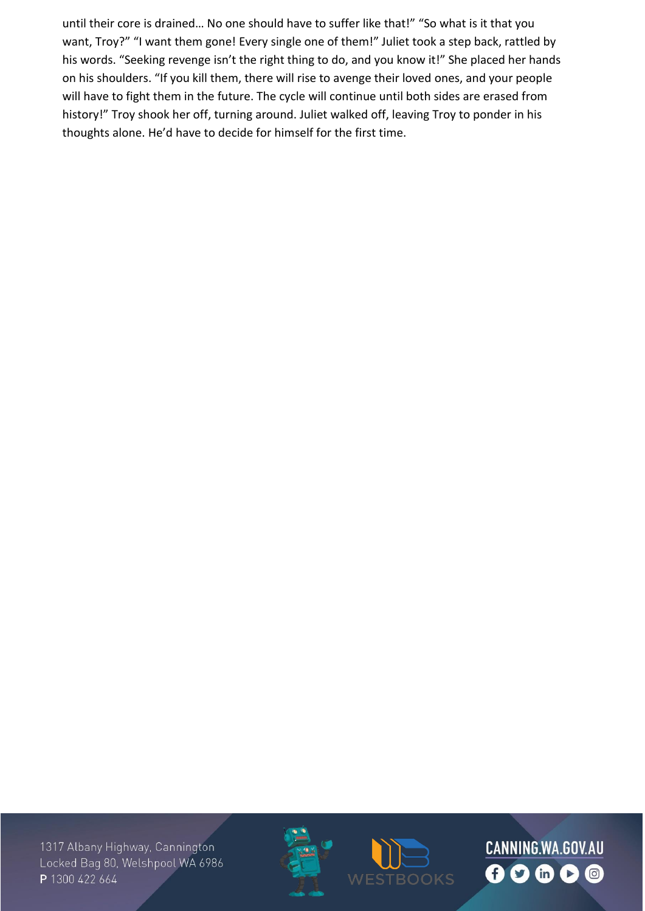until their core is drained… No one should have to suffer like that!" "So what is it that you want, Troy?" "I want them gone! Every single one of them!" Juliet took a step back, rattled by his words. "Seeking revenge isn't the right thing to do, and you know it!" She placed her hands on his shoulders. "If you kill them, there will rise to avenge their loved ones, and your people will have to fight them in the future. The cycle will continue until both sides are erased from history!" Troy shook her off, turning around. Juliet walked off, leaving Troy to ponder in his thoughts alone. He'd have to decide for himself for the first time.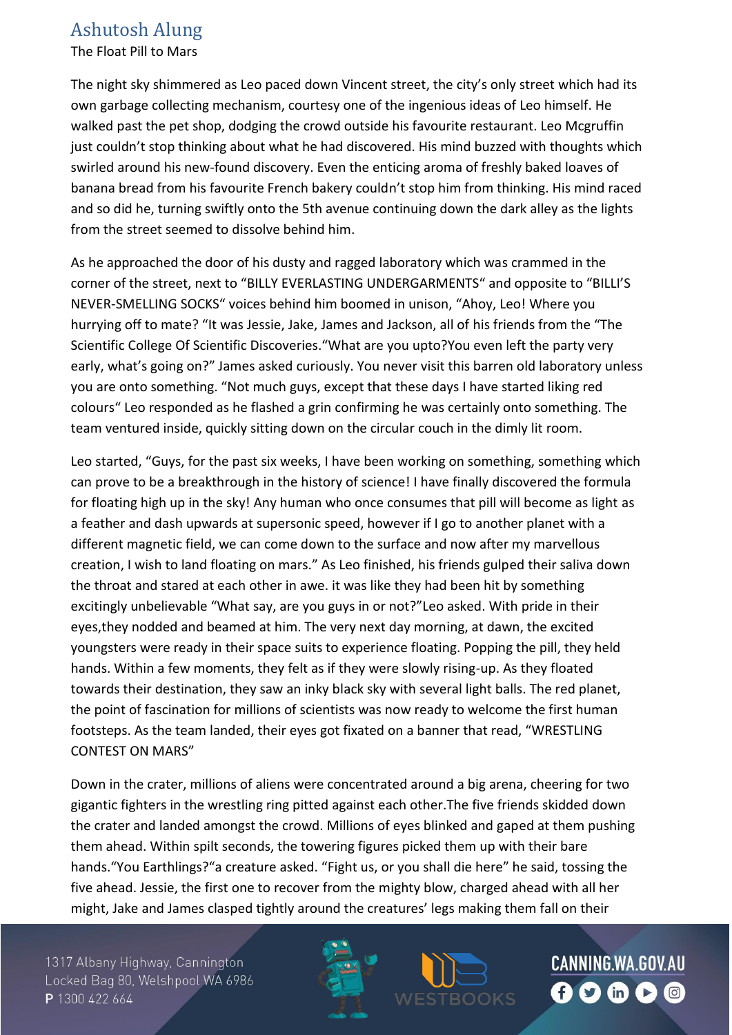## Ashutosh Alung

The Float Pill to Mars

The night sky shimmered as Leo paced down Vincent street, the city's only street which had its own garbage collecting mechanism, courtesy one of the ingenious ideas of Leo himself. He walked past the pet shop, dodging the crowd outside his favourite restaurant. Leo Mcgruffin just couldn't stop thinking about what he had discovered. His mind buzzed with thoughts which swirled around his new-found discovery. Even the enticing aroma of freshly baked loaves of banana bread from his favourite French bakery couldn't stop him from thinking. His mind raced and so did he, turning swiftly onto the 5th avenue continuing down the dark alley as the lights from the street seemed to dissolve behind him.

As he approached the door of his dusty and ragged laboratory which was crammed in the corner of the street, next to "BILLY EVERLASTING UNDERGARMENTS" and opposite to "BILLI'S NEVER-SMELLING SOCKS" voices behind him boomed in unison, "Ahoy, Leo! Where you hurrying off to mate? "It was Jessie, Jake, James and Jackson, all of his friends from the "The Scientific College Of Scientific Discoveries."What are you upto?You even left the party very early, what's going on?" James asked curiously. You never visit this barren old laboratory unless you are onto something. "Not much guys, except that these days I have started liking red colours" Leo responded as he flashed a grin confirming he was certainly onto something. The team ventured inside, quickly sitting down on the circular couch in the dimly lit room.

Leo started, "Guys, for the past six weeks, I have been working on something, something which can prove to be a breakthrough in the history of science! I have finally discovered the formula for floating high up in the sky! Any human who once consumes that pill will become as light as a feather and dash upwards at supersonic speed, however if I go to another planet with a different magnetic field, we can come down to the surface and now after my marvellous creation, I wish to land floating on mars." As Leo finished, his friends gulped their saliva down the throat and stared at each other in awe. it was like they had been hit by something excitingly unbelievable "What say, are you guys in or not?"Leo asked. With pride in their eyes,they nodded and beamed at him. The very next day morning, at dawn, the excited youngsters were ready in their space suits to experience floating. Popping the pill, they held hands. Within a few moments, they felt as if they were slowly rising-up. As they floated towards their destination, they saw an inky black sky with several light balls. The red planet, the point of fascination for millions of scientists was now ready to welcome the first human footsteps. As the team landed, their eyes got fixated on a banner that read, "WRESTLING CONTEST ON MARS"

Down in the crater, millions of aliens were concentrated around a big arena, cheering for two gigantic fighters in the wrestling ring pitted against each other.The five friends skidded down the crater and landed amongst the crowd. Millions of eyes blinked and gaped at them pushing them ahead. Within spilt seconds, the towering figures picked them up with their bare hands."You Earthlings?"a creature asked. "Fight us, or you shall die here" he said, tossing the five ahead. Jessie, the first one to recover from the mighty blow, charged ahead with all her might, Jake and James clasped tightly around the creatures' legs making them fall on their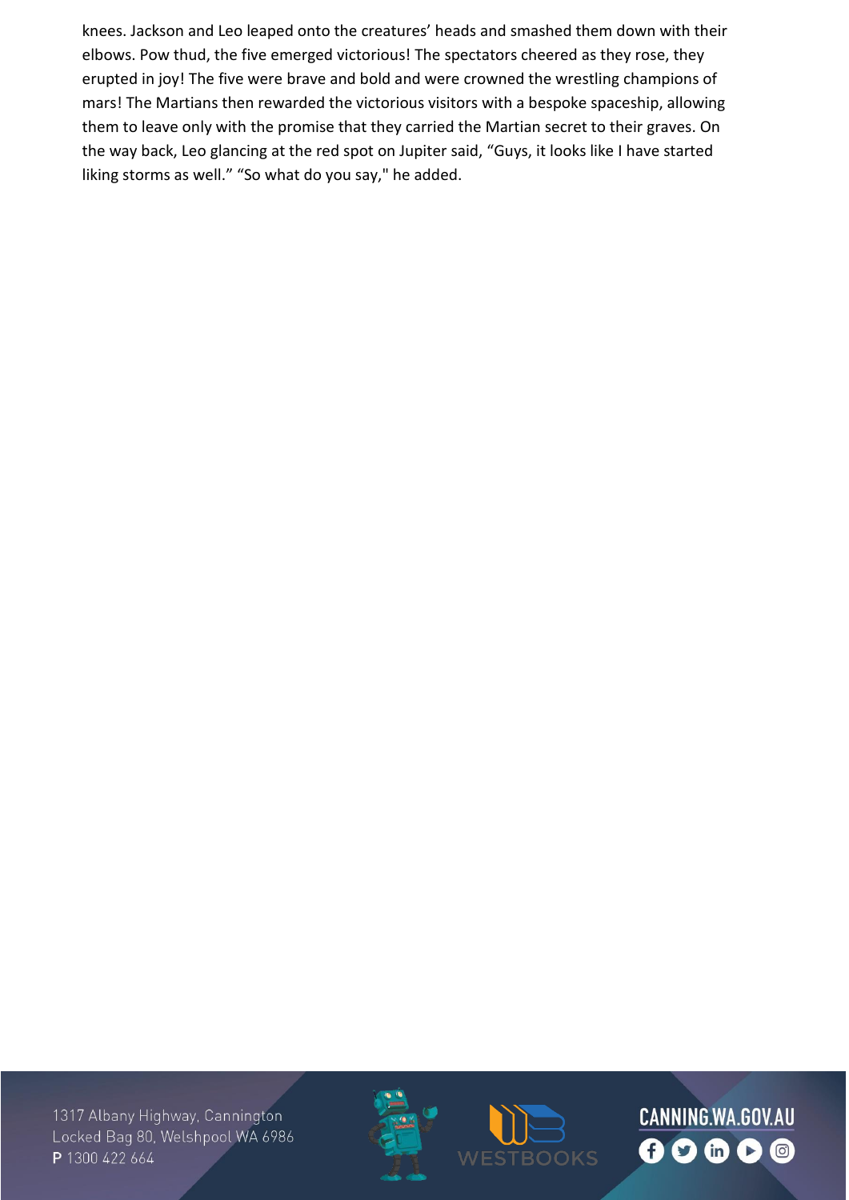knees. Jackson and Leo leaped onto the creatures' heads and smashed them down with their elbows. Pow thud, the five emerged victorious! The spectators cheered as they rose, they erupted in joy! The five were brave and bold and were crowned the wrestling champions of mars! The Martians then rewarded the victorious visitors with a bespoke spaceship, allowing them to leave only with the promise that they carried the Martian secret to their graves. On the way back, Leo glancing at the red spot on Jupiter said, "Guys, it looks like I have started liking storms as well." "So what do you say," he added.